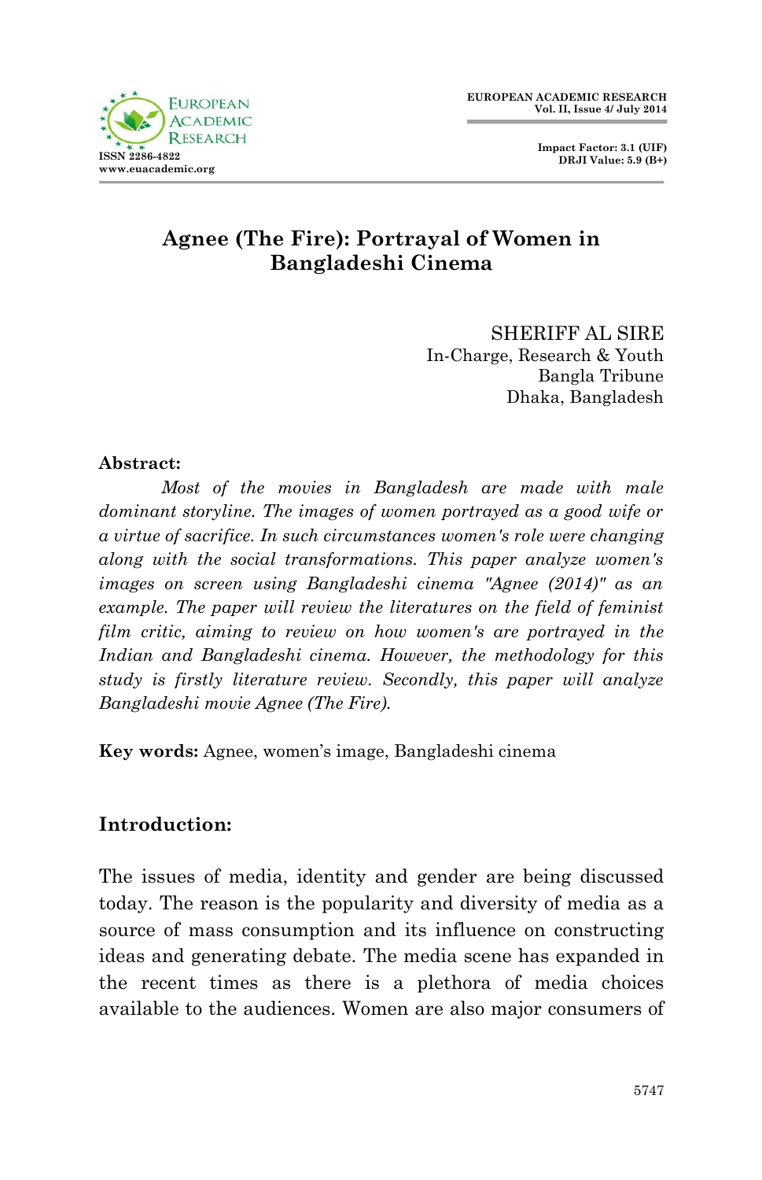# Agnee (The Fire): Portrayal of Women in Bangladeshi Cinema

SHERIFF AL SIRE
In-Charge, Research & Youth
Bangla Tribune
Dhaka, Bangladesh

**Abstract:**

*Most of the movies in Bangladesh are made with male dominant storyline. The images of women portrayed as a good wife or a virtue of sacrifice. In such circumstances women's role were changing along with the social transformations. This paper analyze women's images on screen using Bangladeshi cinema "Agnee (2014)" as an example. The paper will review the literatures on the field of feminist film critic, aiming to review on how women's are portrayed in the Indian and Bangladeshi cinema. However, the methodology for this study is firstly literature review. Secondly, this paper will analyze Bangladeshi movie Agnee (The Fire).*

**Key words:** Agnee, women's image, Bangladeshi cinema

## Introduction:

The issues of media, identity and gender are being discussed today. The reason is the popularity and diversity of media as a source of mass consumption and its influence on constructing ideas and generating debate. The media scene has expanded in the recent times as there is a plethora of media choices available to the audiences. Women are also major consumers of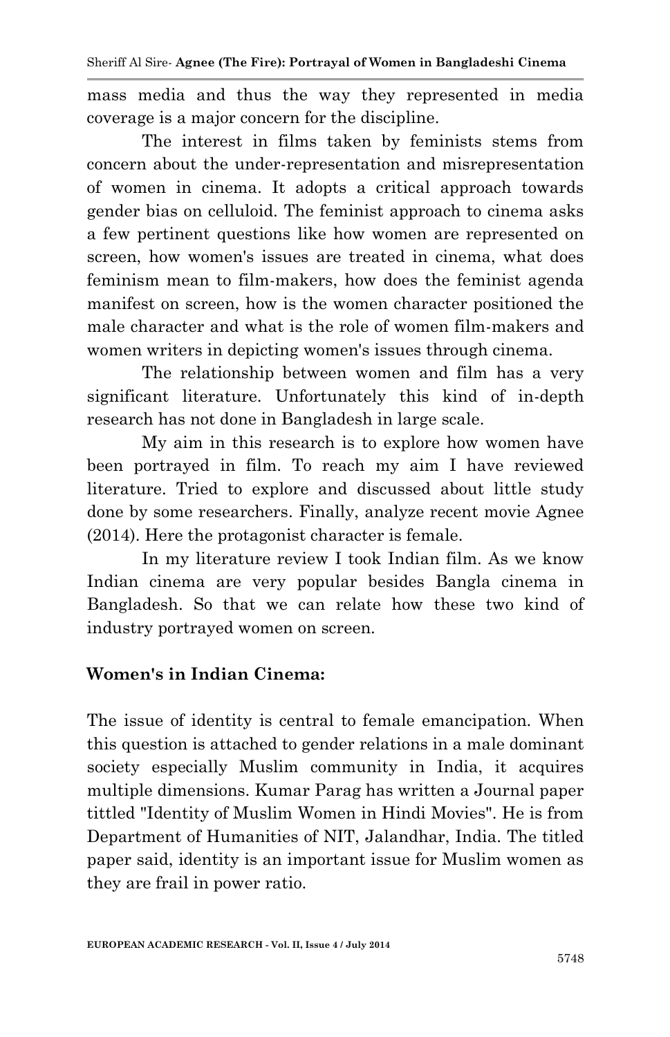mass media and thus the way they represented in media coverage is a major concern for the discipline.

The interest in films taken by feminists stems from concern about the under-representation and misrepresentation of women in cinema. It adopts a critical approach towards gender bias on celluloid. The feminist approach to cinema asks a few pertinent questions like how women are represented on screen, how women's issues are treated in cinema, what does feminism mean to film-makers, how does the feminist agenda manifest on screen, how is the women character positioned the male character and what is the role of women film-makers and women writers in depicting women's issues through cinema.

The relationship between women and film has a very significant literature. Unfortunately this kind of in-depth research has not done in Bangladesh in large scale.

My aim in this research is to explore how women have been portrayed in film. To reach my aim I have reviewed literature. Tried to explore and discussed about little study done by some researchers. Finally, analyze recent movie Agnee (2014). Here the protagonist character is female.

In my literature review I took Indian film. As we know Indian cinema are very popular besides Bangla cinema in Bangladesh. So that we can relate how these two kind of industry portrayed women on screen.

## Women's in Indian Cinema:

The issue of identity is central to female emancipation. When this question is attached to gender relations in a male dominant society especially Muslim community in India, it acquires multiple dimensions. Kumar Parag has written a Journal paper tittled "Identity of Muslim Women in Hindi Movies". He is from Department of Humanities of NIT, Jalandhar, India. The titled paper said, identity is an important issue for Muslim women as they are frail in power ratio.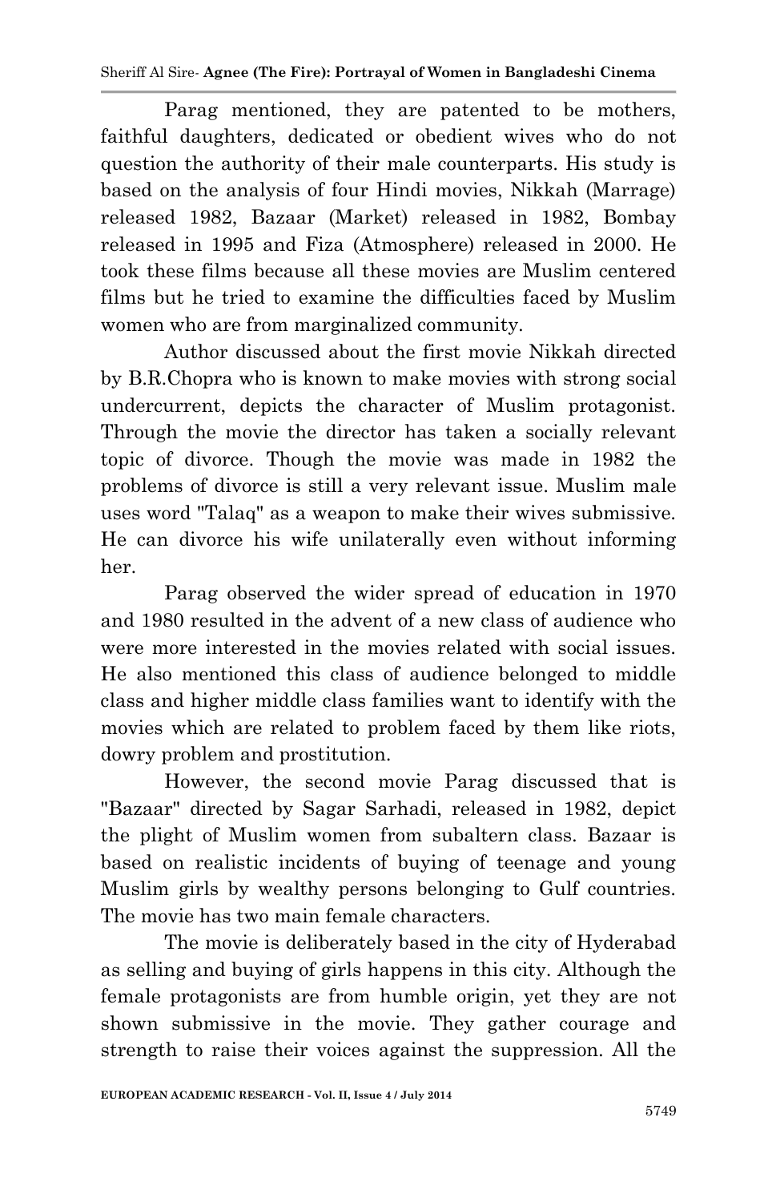Parag mentioned, they are patented to be mothers, faithful daughters, dedicated or obedient wives who do not question the authority of their male counterparts. His study is based on the analysis of four Hindi movies, Nikkah (Marrage) released 1982, Bazaar (Market) released in 1982, Bombay released in 1995 and Fiza (Atmosphere) released in 2000. He took these films because all these movies are Muslim centered films but he tried to examine the difficulties faced by Muslim women who are from marginalized community.

Author discussed about the first movie Nikkah directed by B.R.Chopra who is known to make movies with strong social undercurrent, depicts the character of Muslim protagonist. Through the movie the director has taken a socially relevant topic of divorce. Though the movie was made in 1982 the problems of divorce is still a very relevant issue. Muslim male uses word "Talaq" as a weapon to make their wives submissive. He can divorce his wife unilaterally even without informing her.

Parag observed the wider spread of education in 1970 and 1980 resulted in the advent of a new class of audience who were more interested in the movies related with social issues. He also mentioned this class of audience belonged to middle class and higher middle class families want to identify with the movies which are related to problem faced by them like riots, dowry problem and prostitution.

However, the second movie Parag discussed that is "Bazaar" directed by Sagar Sarhadi, released in 1982, depict the plight of Muslim women from subaltern class. Bazaar is based on realistic incidents of buying of teenage and young Muslim girls by wealthy persons belonging to Gulf countries. The movie has two main female characters.

The movie is deliberately based in the city of Hyderabad as selling and buying of girls happens in this city. Although the female protagonists are from humble origin, yet they are not shown submissive in the movie. They gather courage and strength to raise their voices against the suppression. All the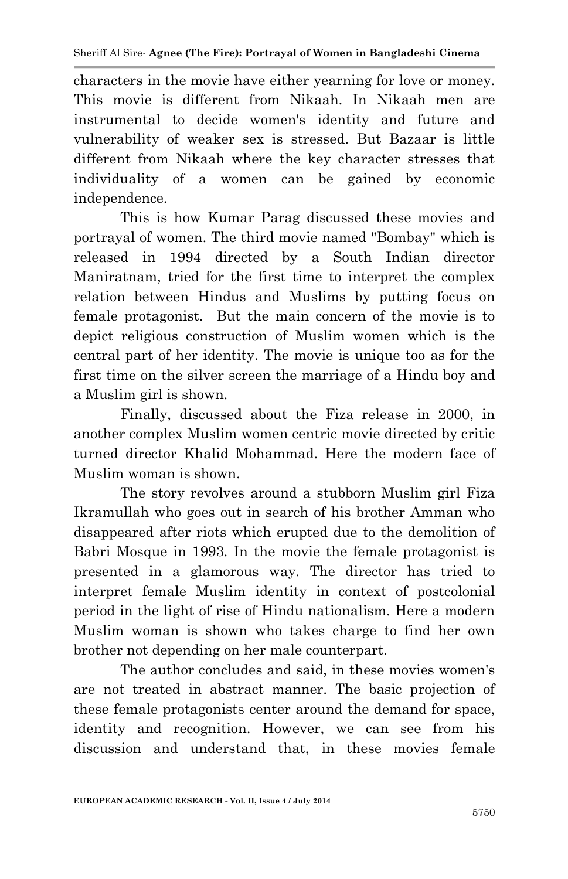characters in the movie have either yearning for love or money. This movie is different from Nikaah. In Nikaah men are instrumental to decide women's identity and future and vulnerability of weaker sex is stressed. But Bazaar is little different from Nikaah where the key character stresses that individuality of a women can be gained by economic independence.

This is how Kumar Parag discussed these movies and portrayal of women. The third movie named "Bombay" which is released in 1994 directed by a South Indian director Maniratnam, tried for the first time to interpret the complex relation between Hindus and Muslims by putting focus on female protagonist. But the main concern of the movie is to depict religious construction of Muslim women which is the central part of her identity. The movie is unique too as for the first time on the silver screen the marriage of a Hindu boy and a Muslim girl is shown.

Finally, discussed about the Fiza release in 2000, in another complex Muslim women centric movie directed by critic turned director Khalid Mohammad. Here the modern face of Muslim woman is shown.

The story revolves around a stubborn Muslim girl Fiza Ikramullah who goes out in search of his brother Amman who disappeared after riots which erupted due to the demolition of Babri Mosque in 1993. In the movie the female protagonist is presented in a glamorous way. The director has tried to interpret female Muslim identity in context of postcolonial period in the light of rise of Hindu nationalism. Here a modern Muslim woman is shown who takes charge to find her own brother not depending on her male counterpart.

The author concludes and said, in these movies women's are not treated in abstract manner. The basic projection of these female protagonists center around the demand for space, identity and recognition. However, we can see from his discussion and understand that, in these movies female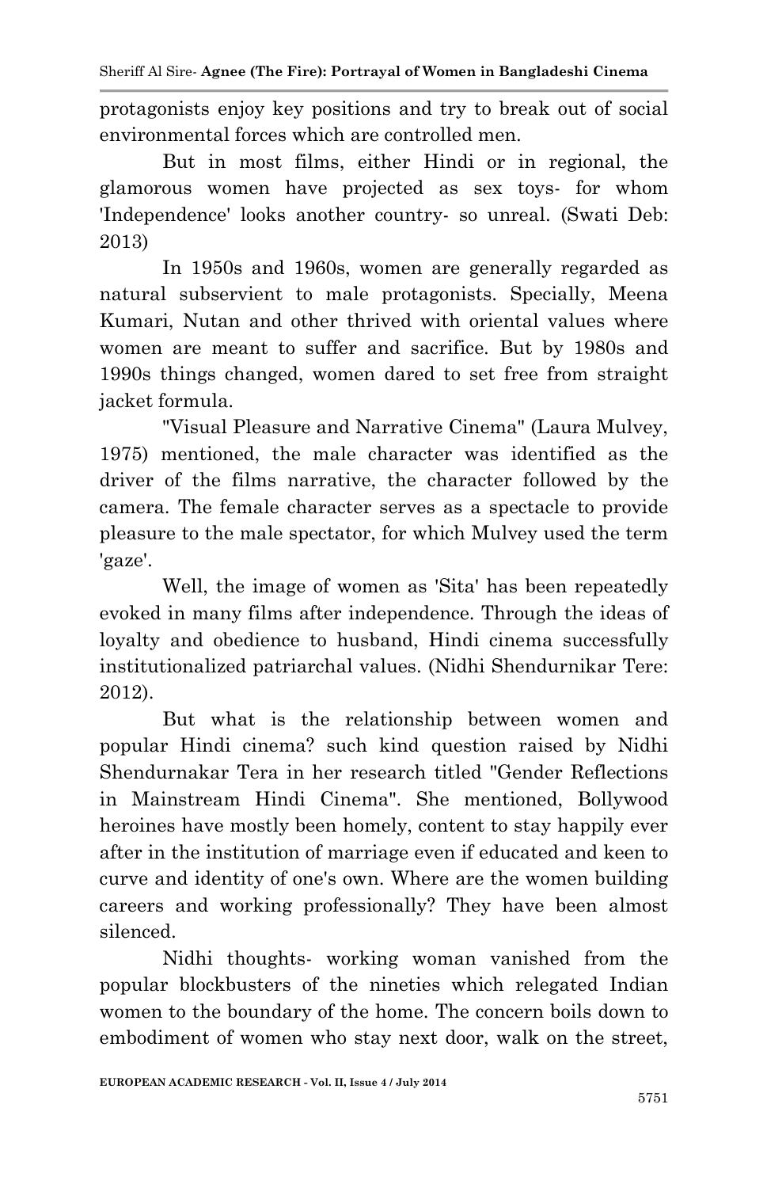protagonists enjoy key positions and try to break out of social environmental forces which are controlled men.

But in most films, either Hindi or in regional, the glamorous women have projected as sex toys- for whom 'Independence' looks another country- so unreal. (Swati Deb: 2013)

In 1950s and 1960s, women are generally regarded as natural subservient to male protagonists. Specially, Meena Kumari, Nutan and other thrived with oriental values where women are meant to suffer and sacrifice. But by 1980s and 1990s things changed, women dared to set free from straight jacket formula.

"Visual Pleasure and Narrative Cinema" (Laura Mulvey, 1975) mentioned, the male character was identified as the driver of the films narrative, the character followed by the camera. The female character serves as a spectacle to provide pleasure to the male spectator, for which Mulvey used the term 'gaze'.

Well, the image of women as 'Sita' has been repeatedly evoked in many films after independence. Through the ideas of loyalty and obedience to husband, Hindi cinema successfully institutionalized patriarchal values. (Nidhi Shendurnikar Tere: 2012).

But what is the relationship between women and popular Hindi cinema? such kind question raised by Nidhi Shendurnakar Tera in her research titled "Gender Reflections in Mainstream Hindi Cinema". She mentioned, Bollywood heroines have mostly been homely, content to stay happily ever after in the institution of marriage even if educated and keen to curve and identity of one's own. Where are the women building careers and working professionally? They have been almost silenced.

Nidhi thoughts- working woman vanished from the popular blockbusters of the nineties which relegated Indian women to the boundary of the home. The concern boils down to embodiment of women who stay next door, walk on the street,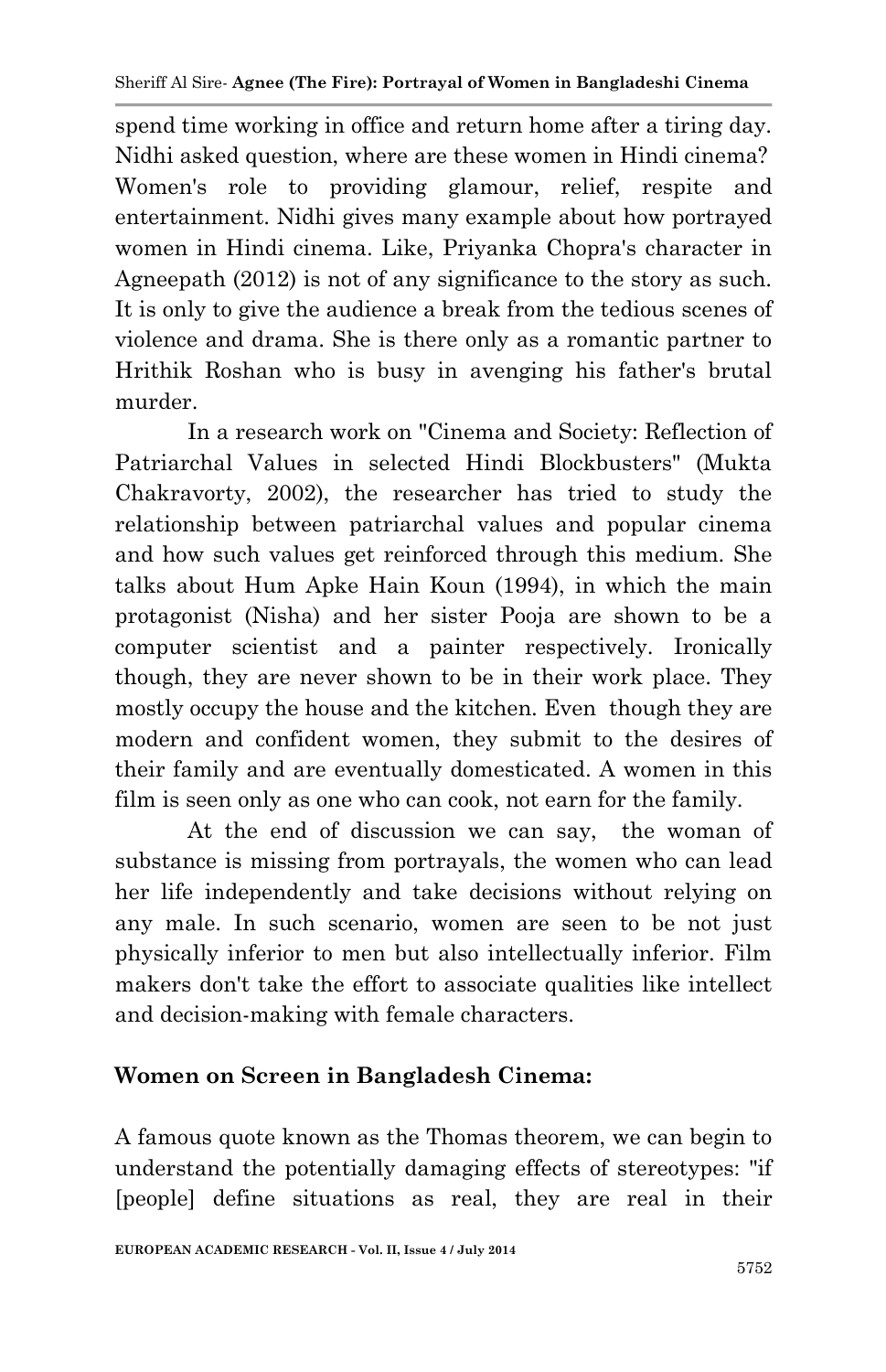spend time working in office and return home after a tiring day. Nidhi asked question, where are these women in Hindi cinema? Women's role to providing glamour, relief, respite and entertainment. Nidhi gives many example about how portrayed women in Hindi cinema. Like, Priyanka Chopra's character in Agneepath (2012) is not of any significance to the story as such. It is only to give the audience a break from the tedious scenes of violence and drama. She is there only as a romantic partner to Hrithik Roshan who is busy in avenging his father's brutal murder.

In a research work on "Cinema and Society: Reflection of Patriarchal Values in selected Hindi Blockbusters" (Mukta Chakravorty, 2002), the researcher has tried to study the relationship between patriarchal values and popular cinema and how such values get reinforced through this medium. She talks about Hum Apke Hain Koun (1994), in which the main protagonist (Nisha) and her sister Pooja are shown to be a computer scientist and a painter respectively. Ironically though, they are never shown to be in their work place. They mostly occupy the house and the kitchen. Even though they are modern and confident women, they submit to the desires of their family and are eventually domesticated. A women in this film is seen only as one who can cook, not earn for the family.

At the end of discussion we can say, the woman of substance is missing from portrayals, the women who can lead her life independently and take decisions without relying on any male. In such scenario, women are seen to be not just physically inferior to men but also intellectually inferior. Film makers don't take the effort to associate qualities like intellect and decision-making with female characters.

## Women on Screen in Bangladesh Cinema:

A famous quote known as the Thomas theorem, we can begin to understand the potentially damaging effects of stereotypes: "if [people] define situations as real, they are real in their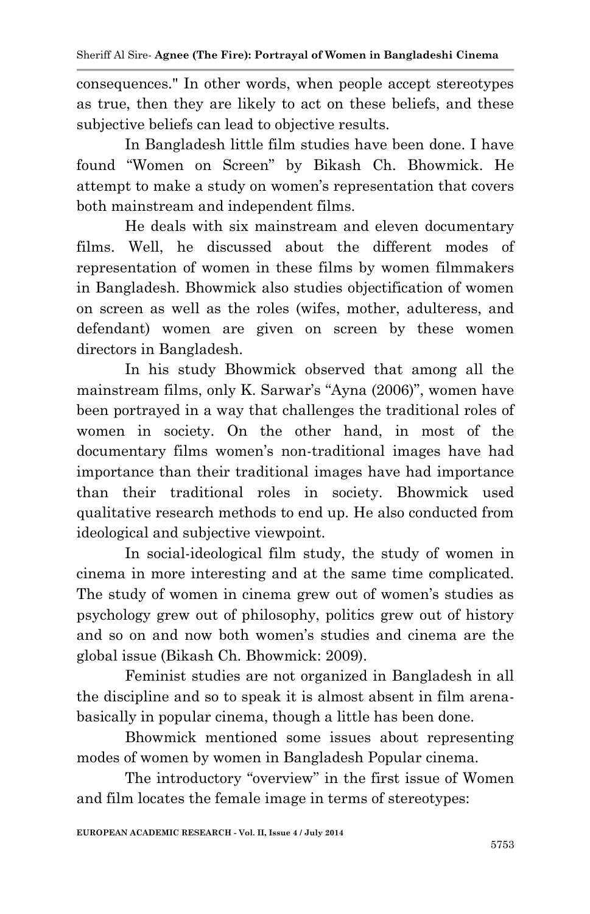consequences." In other words, when people accept stereotypes as true, then they are likely to act on these beliefs, and these subjective beliefs can lead to objective results.

In Bangladesh little film studies have been done. I have found "Women on Screen" by Bikash Ch. Bhowmick. He attempt to make a study on women's representation that covers both mainstream and independent films.

He deals with six mainstream and eleven documentary films. Well, he discussed about the different modes of representation of women in these films by women filmmakers in Bangladesh. Bhowmick also studies objectification of women on screen as well as the roles (wifes, mother, adulteress, and defendant) women are given on screen by these women directors in Bangladesh.

In his study Bhowmick observed that among all the mainstream films, only K. Sarwar's "Ayna (2006)", women have been portrayed in a way that challenges the traditional roles of women in society. On the other hand, in most of the documentary films women's non-traditional images have had importance than their traditional images have had importance than their traditional roles in society. Bhowmick used qualitative research methods to end up. He also conducted from ideological and subjective viewpoint.

In social-ideological film study, the study of women in cinema in more interesting and at the same time complicated. The study of women in cinema grew out of women's studies as psychology grew out of philosophy, politics grew out of history and so on and now both women's studies and cinema are the global issue (Bikash Ch. Bhowmick: 2009).

Feminist studies are not organized in Bangladesh in all the discipline and so to speak it is almost absent in film arena-basically in popular cinema, though a little has been done.

Bhowmick mentioned some issues about representing modes of women by women in Bangladesh Popular cinema.

The introductory "overview" in the first issue of Women and film locates the female image in terms of stereotypes: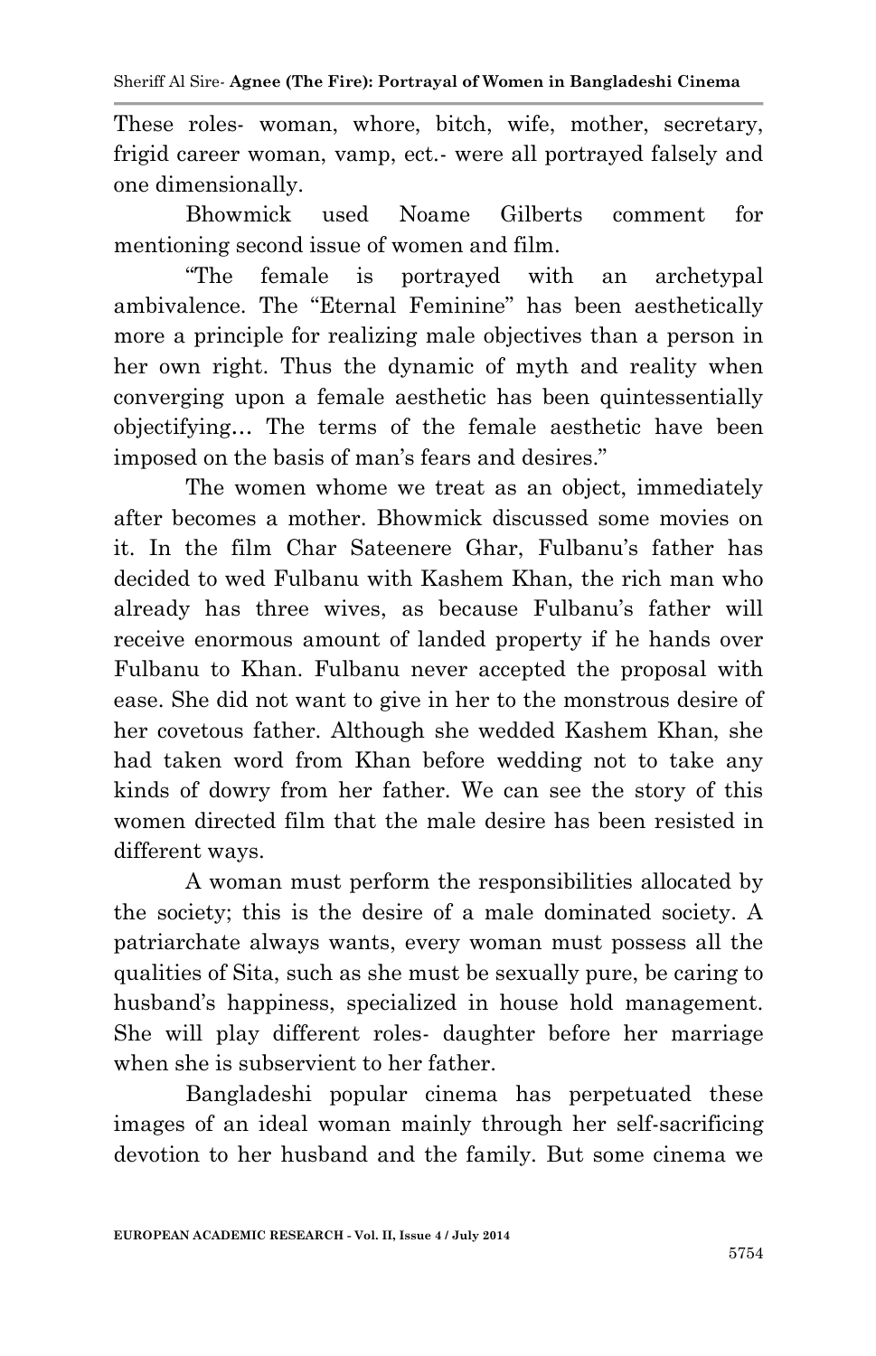These roles- woman, whore, bitch, wife, mother, secretary, frigid career woman, vamp, ect.- were all portrayed falsely and one dimensionally.

Bhowmick used Noame Gilberts comment for mentioning second issue of women and film.

"The female is portrayed with an archetypal ambivalence. The "Eternal Feminine" has been aesthetically more a principle for realizing male objectives than a person in her own right. Thus the dynamic of myth and reality when converging upon a female aesthetic has been quintessentially objectifying… The terms of the female aesthetic have been imposed on the basis of man's fears and desires."

The women whome we treat as an object, immediately after becomes a mother. Bhowmick discussed some movies on it. In the film Char Sateenere Ghar, Fulbanu's father has decided to wed Fulbanu with Kashem Khan, the rich man who already has three wives, as because Fulbanu's father will receive enormous amount of landed property if he hands over Fulbanu to Khan. Fulbanu never accepted the proposal with ease. She did not want to give in her to the monstrous desire of her covetous father. Although she wedded Kashem Khan, she had taken word from Khan before wedding not to take any kinds of dowry from her father. We can see the story of this women directed film that the male desire has been resisted in different ways.

A woman must perform the responsibilities allocated by the society; this is the desire of a male dominated society. A patriarchate always wants, every woman must possess all the qualities of Sita, such as she must be sexually pure, be caring to husband's happiness, specialized in house hold management. She will play different roles- daughter before her marriage when she is subservient to her father.

Bangladeshi popular cinema has perpetuated these images of an ideal woman mainly through her self-sacrificing devotion to her husband and the family. But some cinema we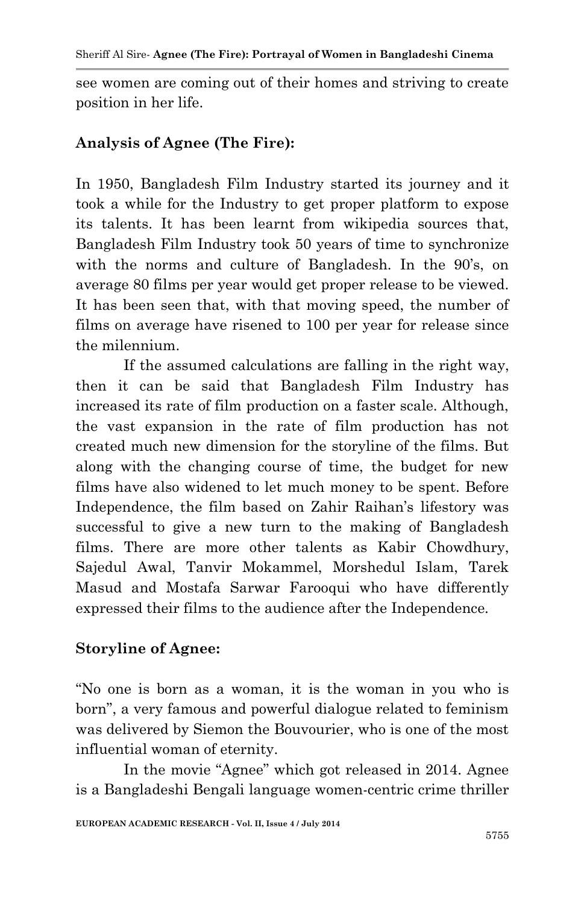see women are coming out of their homes and striving to create position in her life.

## Analysis of Agnee (The Fire):

In 1950, Bangladesh Film Industry started its journey and it took a while for the Industry to get proper platform to expose its talents. It has been learnt from wikipedia sources that, Bangladesh Film Industry took 50 years of time to synchronize with the norms and culture of Bangladesh. In the 90's, on average 80 films per year would get proper release to be viewed. It has been seen that, with that moving speed, the number of films on average have risened to 100 per year for release since the milennium.

If the assumed calculations are falling in the right way, then it can be said that Bangladesh Film Industry has increased its rate of film production on a faster scale. Although, the vast expansion in the rate of film production has not created much new dimension for the storyline of the films. But along with the changing course of time, the budget for new films have also widened to let much money to be spent. Before Independence, the film based on Zahir Raihan's lifestory was successful to give a new turn to the making of Bangladesh films. There are more other talents as Kabir Chowdhury, Sajedul Awal, Tanvir Mokammel, Morshedul Islam, Tarek Masud and Mostafa Sarwar Farooqui who have differently expressed their films to the audience after the Independence.

## Storyline of Agnee:

"No one is born as a woman, it is the woman in you who is born", a very famous and powerful dialogue related to feminism was delivered by Siemon the Bouvourier, who is one of the most influential woman of eternity.

In the movie "Agnee" which got released in 2014. Agnee is a Bangladeshi Bengali language women-centric crime thriller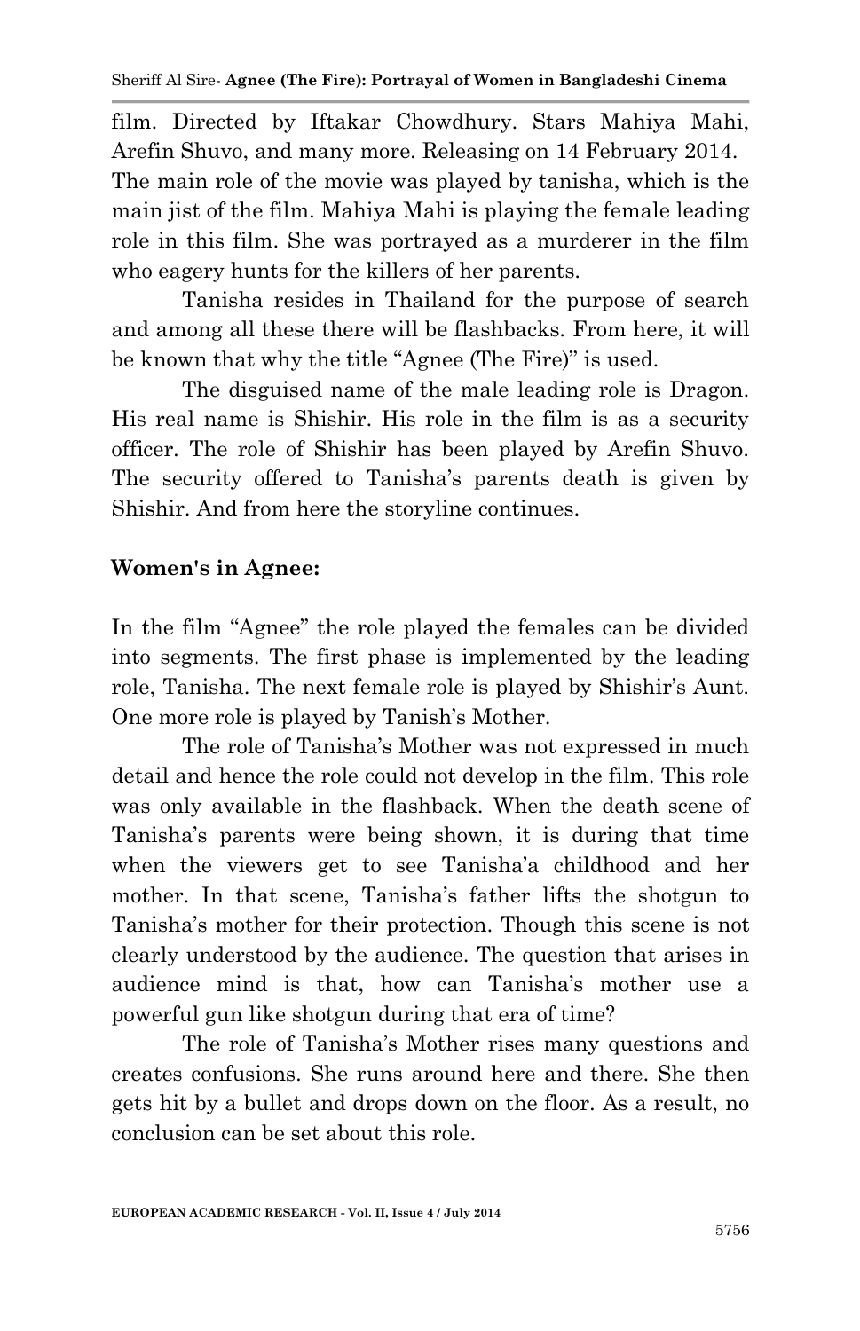film. Directed by Iftakar Chowdhury. Stars Mahiya Mahi, Arefin Shuvo, and many more. Releasing on 14 February 2014. The main role of the movie was played by tanisha, which is the main jist of the film. Mahiya Mahi is playing the female leading role in this film. She was portrayed as a murderer in the film who eagery hunts for the killers of her parents.

Tanisha resides in Thailand for the purpose of search and among all these there will be flashbacks. From here, it will be known that why the title "Agnee (The Fire)" is used.

The disguised name of the male leading role is Dragon. His real name is Shishir. His role in the film is as a security officer. The role of Shishir has been played by Arefin Shuvo. The security offered to Tanisha's parents death is given by Shishir. And from here the storyline continues.

**Women's in Agnee:**

In the film "Agnee" the role played the females can be divided into segments. The first phase is implemented by the leading role, Tanisha. The next female role is played by Shishir's Aunt. One more role is played by Tanish's Mother.

The role of Tanisha's Mother was not expressed in much detail and hence the role could not develop in the film. This role was only available in the flashback. When the death scene of Tanisha's parents were being shown, it is during that time when the viewers get to see Tanisha'a childhood and her mother. In that scene, Tanisha's father lifts the shotgun to Tanisha's mother for their protection. Though this scene is not clearly understood by the audience. The question that arises in audience mind is that, how can Tanisha's mother use a powerful gun like shotgun during that era of time?

The role of Tanisha's Mother rises many questions and creates confusions. She runs around here and there. She then gets hit by a bullet and drops down on the floor. As a result, no conclusion can be set about this role.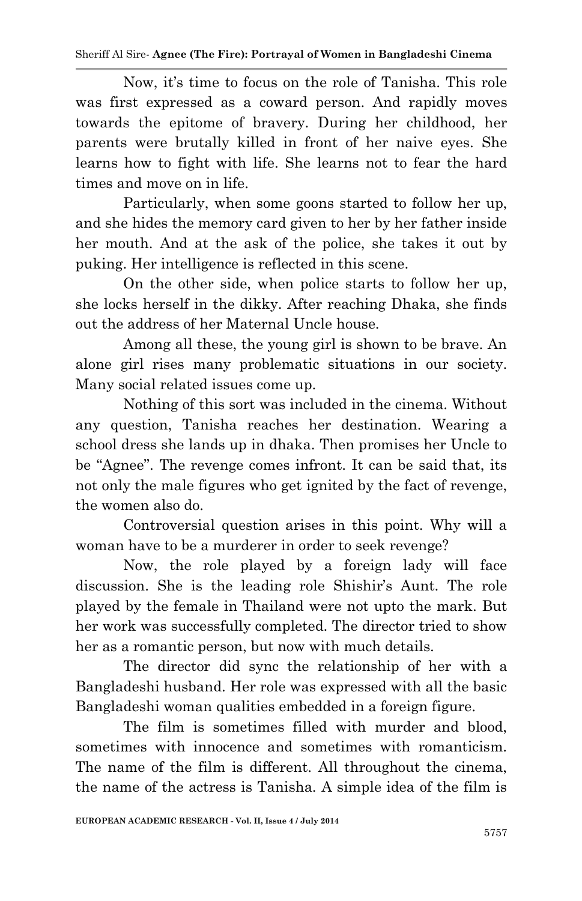Now, it's time to focus on the role of Tanisha. This role was first expressed as a coward person. And rapidly moves towards the epitome of bravery. During her childhood, her parents were brutally killed in front of her naive eyes. She learns how to fight with life. She learns not to fear the hard times and move on in life.

Particularly, when some goons started to follow her up, and she hides the memory card given to her by her father inside her mouth. And at the ask of the police, she takes it out by puking. Her intelligence is reflected in this scene.

On the other side, when police starts to follow her up, she locks herself in the dikky. After reaching Dhaka, she finds out the address of her Maternal Uncle house.

Among all these, the young girl is shown to be brave. An alone girl rises many problematic situations in our society. Many social related issues come up.

Nothing of this sort was included in the cinema. Without any question, Tanisha reaches her destination. Wearing a school dress she lands up in dhaka. Then promises her Uncle to be "Agnee". The revenge comes infront. It can be said that, its not only the male figures who get ignited by the fact of revenge, the women also do.

Controversial question arises in this point. Why will a woman have to be a murderer in order to seek revenge?

Now, the role played by a foreign lady will face discussion. She is the leading role Shishir's Aunt. The role played by the female in Thailand were not upto the mark. But her work was successfully completed. The director tried to show her as a romantic person, but now with much details.

The director did sync the relationship of her with a Bangladeshi husband. Her role was expressed with all the basic Bangladeshi woman qualities embedded in a foreign figure.

The film is sometimes filled with murder and blood, sometimes with innocence and sometimes with romanticism. The name of the film is different. All throughout the cinema, the name of the actress is Tanisha. A simple idea of the film is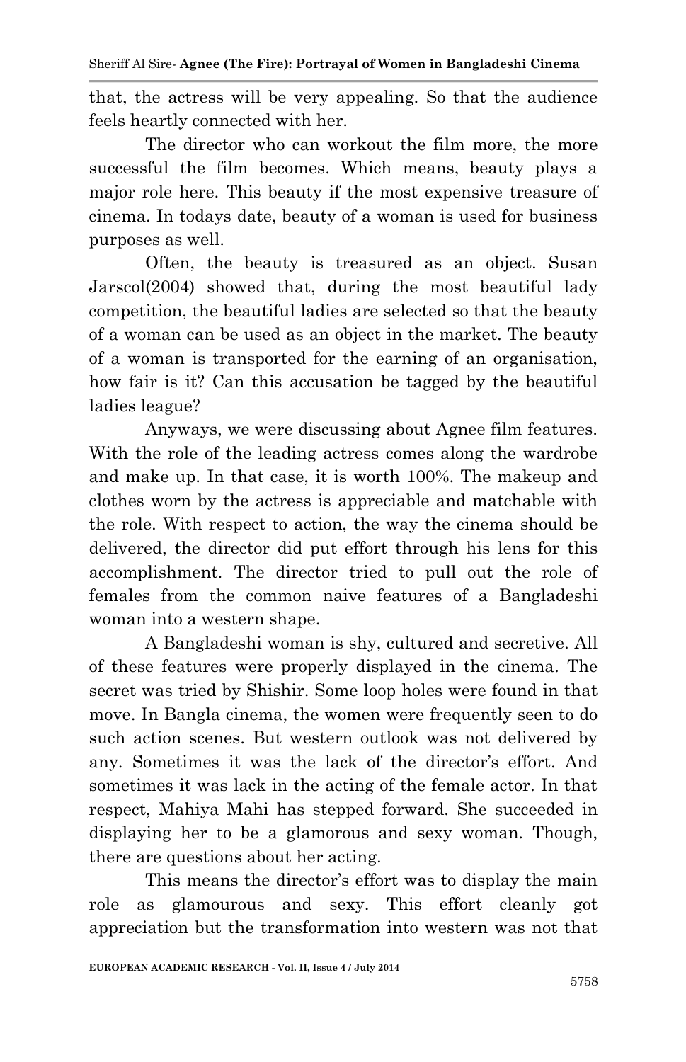that, the actress will be very appealing. So that the audience feels heartly connected with her.

The director who can workout the film more, the more successful the film becomes. Which means, beauty plays a major role here. This beauty if the most expensive treasure of cinema. In todays date, beauty of a woman is used for business purposes as well.

Often, the beauty is treasured as an object. Susan Jarscol(2004) showed that, during the most beautiful lady competition, the beautiful ladies are selected so that the beauty of a woman can be used as an object in the market. The beauty of a woman is transported for the earning of an organisation, how fair is it? Can this accusation be tagged by the beautiful ladies league?

Anyways, we were discussing about Agnee film features. With the role of the leading actress comes along the wardrobe and make up. In that case, it is worth 100%. The makeup and clothes worn by the actress is appreciable and matchable with the role. With respect to action, the way the cinema should be delivered, the director did put effort through his lens for this accomplishment. The director tried to pull out the role of females from the common naive features of a Bangladeshi woman into a western shape.

A Bangladeshi woman is shy, cultured and secretive. All of these features were properly displayed in the cinema. The secret was tried by Shishir. Some loop holes were found in that move. In Bangla cinema, the women were frequently seen to do such action scenes. But western outlook was not delivered by any. Sometimes it was the lack of the director's effort. And sometimes it was lack in the acting of the female actor. In that respect, Mahiya Mahi has stepped forward. She succeeded in displaying her to be a glamorous and sexy woman. Though, there are questions about her acting.

This means the director's effort was to display the main role as glamourous and sexy. This effort cleanly got appreciation but the transformation into western was not that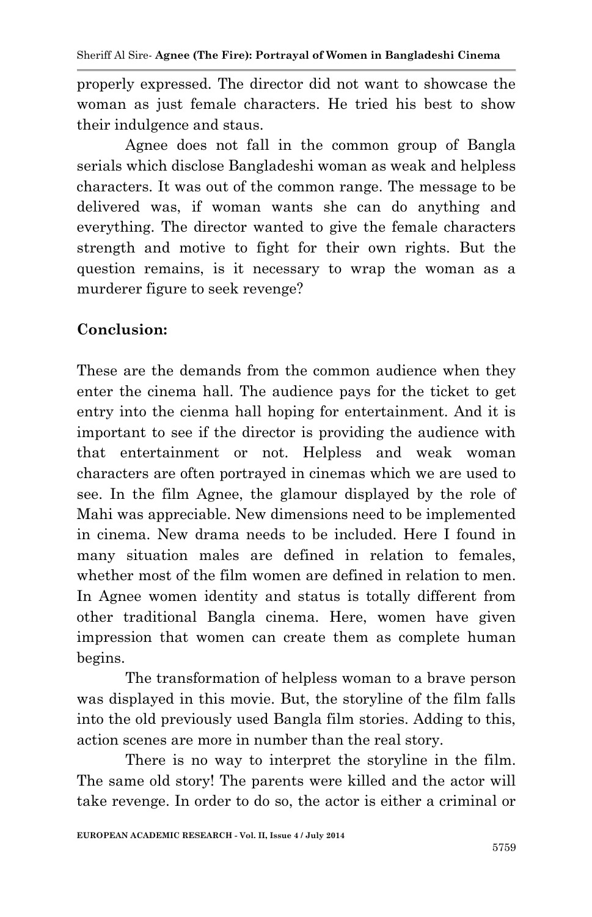properly expressed. The director did not want to showcase the woman as just female characters. He tried his best to show their indulgence and staus.

Agnee does not fall in the common group of Bangla serials which disclose Bangladeshi woman as weak and helpless characters. It was out of the common range. The message to be delivered was, if woman wants she can do anything and everything. The director wanted to give the female characters strength and motive to fight for their own rights. But the question remains, is it necessary to wrap the woman as a murderer figure to seek revenge?

## Conclusion:

These are the demands from the common audience when they enter the cinema hall. The audience pays for the ticket to get entry into the cienma hall hoping for entertainment. And it is important to see if the director is providing the audience with that entertainment or not. Helpless and weak woman characters are often portrayed in cinemas which we are used to see. In the film Agnee, the glamour displayed by the role of Mahi was appreciable. New dimensions need to be implemented in cinema. New drama needs to be included. Here I found in many situation males are defined in relation to females, whether most of the film women are defined in relation to men. In Agnee women identity and status is totally different from other traditional Bangla cinema. Here, women have given impression that women can create them as complete human begins.

The transformation of helpless woman to a brave person was displayed in this movie. But, the storyline of the film falls into the old previously used Bangla film stories. Adding to this, action scenes are more in number than the real story.

There is no way to interpret the storyline in the film. The same old story! The parents were killed and the actor will take revenge. In order to do so, the actor is either a criminal or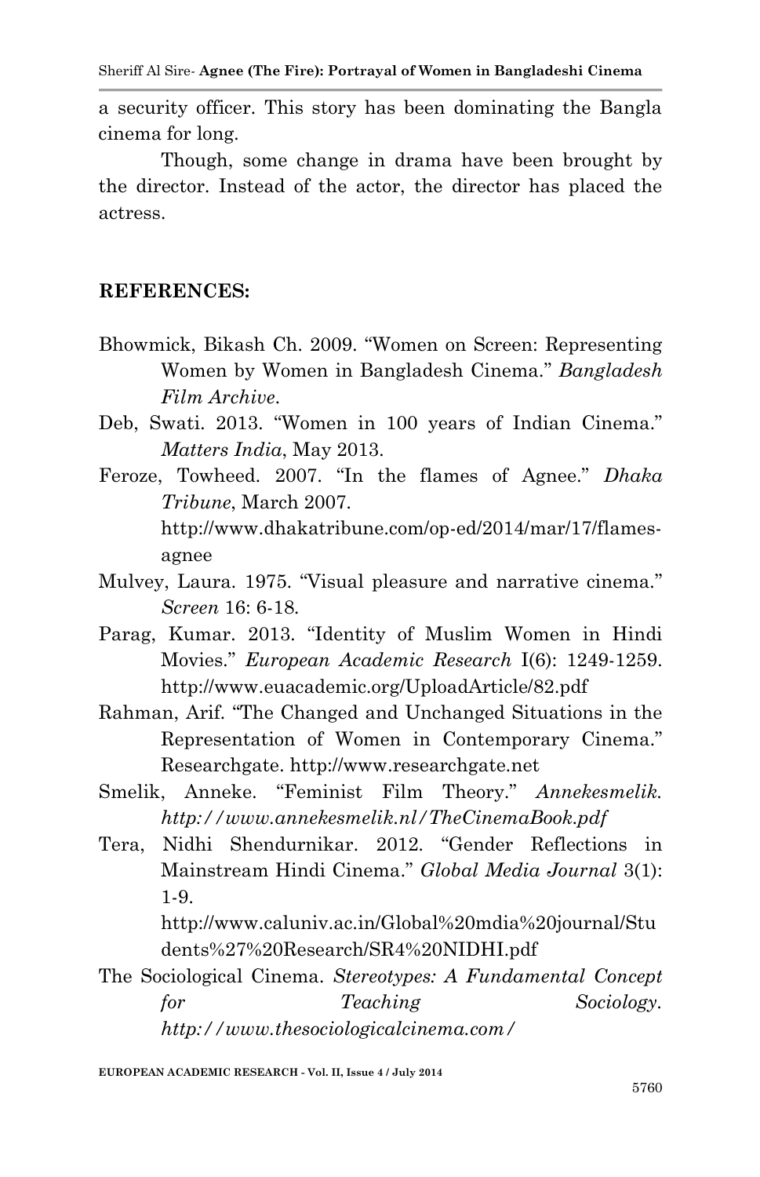a security officer. This story has been dominating the Bangla cinema for long.

Though, some change in drama have been brought by the director. Instead of the actor, the director has placed the actress.

## REFERENCES:

Bhowmick, Bikash Ch. 2009. "Women on Screen: Representing Women by Women in Bangladesh Cinema." *Bangladesh Film Archive*.

Deb, Swati. 2013. "Women in 100 years of Indian Cinema." *Matters India*, May 2013.

Feroze, Towheed. 2007. "In the flames of Agnee." *Dhaka Tribune*, March 2007. http://www.dhakatribune.com/op-ed/2014/mar/17/flames-agnee

Mulvey, Laura. 1975. "Visual pleasure and narrative cinema." *Screen* 16: 6-18.

Parag, Kumar. 2013. "Identity of Muslim Women in Hindi Movies." *European Academic Research* I(6): 1249-1259. http://www.euacademic.org/UploadArticle/82.pdf

Rahman, Arif. "The Changed and Unchanged Situations in the Representation of Women in Contemporary Cinema." Researchgate. http://www.researchgate.net

Smelik, Anneke. "Feminist Film Theory." *Annekesmelik. http://www.annekesmelik.nl/TheCinemaBook.pdf*

Tera, Nidhi Shendurnikar. 2012. "Gender Reflections in Mainstream Hindi Cinema." *Global Media Journal* 3(1): 1-9. http://www.caluniv.ac.in/Global%20mdia%20journal/Students%27%20Research/SR4%20NIDHI.pdf

The Sociological Cinema. *Stereotypes: A Fundamental Concept for Teaching Sociology. http://www.thesociologicalcinema.com/*